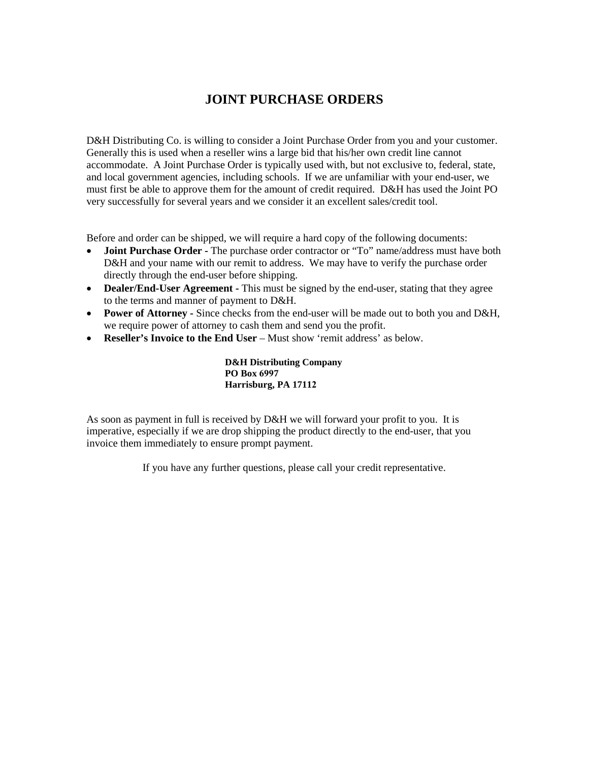# JOINT PURCHASE ORDERS

D&H Distributing Co. is willing to consider a Joint Purchase Order from you and your customer. Generally this is used when a reseller wins a large bid that his/her own credit line cannot accommodate. A Joint Purchase Order is typically used with, but not exclusive to, federal, state, and local government agencies, including schools. If we are unfamiliar with your end-user, we must first be able to approve them for the amount of credit required. D&H has used the Joint PO very successfully for several years and we consider it an excellent sales/credit tool.

Before and order can be shipped, we will require a hard copy of the following documents:

- **Joint Purchase Order -** The purchase order contractor or "To" name/address must have both D&H and your name with our remit to address. We may have to verify the purchase order directly through the end-user before shipping.
- **Dealer/End-User Agreement -** This must be signed by the end-user, stating that they agree to the terms and manner of payment to D&H.
- **Power of Attorney -** Since checks from the end-user will be made out to both you and D&H, we require power of attorney to cash them and send you the profit.
- **Reseller's Invoice to the End User** – Must show 'remit address' as below.

**D&H Distributing Company**
**PO Box 6997**
**Harrisburg, PA 17112**

As soon as payment in full is received by D&H we will forward your profit to you. It is imperative, especially if we are drop shipping the product directly to the end-user, that you invoice them immediately to ensure prompt payment.

If you have any further questions, please call your credit representative.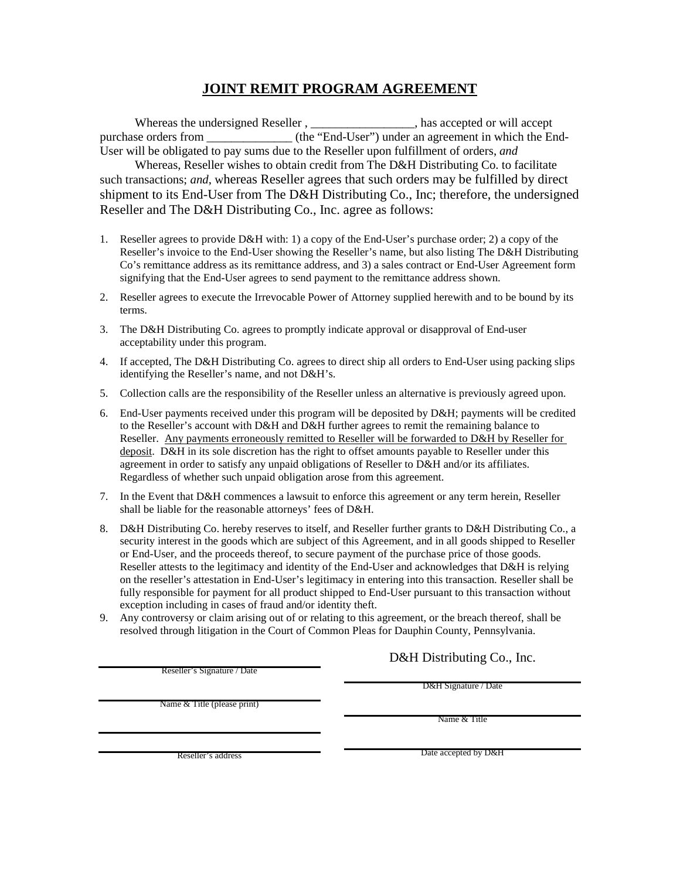# JOINT REMIT PROGRAM AGREEMENT

Whereas the undersigned Reseller , _________________, has accepted or will accept purchase orders from ______________ (the "End-User") under an agreement in which the End-User will be obligated to pay sums due to the Reseller upon fulfillment of orders, *and*

Whereas, Reseller wishes to obtain credit from The D&H Distributing Co. to facilitate such transactions; *and*, whereas Reseller agrees that such orders may be fulfilled by direct shipment to its End-User from The D&H Distributing Co., Inc; therefore, the undersigned Reseller and The D&H Distributing Co., Inc. agree as follows:

1. Reseller agrees to provide D&H with: 1) a copy of the End-User's purchase order; 2) a copy of the Reseller's invoice to the End-User showing the Reseller's name, but also listing The D&H Distributing Co's remittance address as its remittance address, and 3) a sales contract or End-User Agreement form signifying that the End-User agrees to send payment to the remittance address shown.
2. Reseller agrees to execute the Irrevocable Power of Attorney supplied herewith and to be bound by its terms.
3. The D&H Distributing Co. agrees to promptly indicate approval or disapproval of End-user acceptability under this program.
4. If accepted, The D&H Distributing Co. agrees to direct ship all orders to End-User using packing slips identifying the Reseller's name, and not D&H's.
5. Collection calls are the responsibility of the Reseller unless an alternative is previously agreed upon.
6. End-User payments received under this program will be deposited by D&H; payments will be credited to the Reseller's account with D&H and D&H further agrees to remit the remaining balance to Reseller. <u>Any payments erroneously remitted to Reseller will be forwarded to D&H by Reseller for deposit</u>. D&H in its sole discretion has the right to offset amounts payable to Reseller under this agreement in order to satisfy any unpaid obligations of Reseller to D&H and/or its affiliates. Regardless of whether such unpaid obligation arose from this agreement.
7. In the Event that D&H commences a lawsuit to enforce this agreement or any term herein, Reseller shall be liable for the reasonable attorneys' fees of D&H.
8. D&H Distributing Co. hereby reserves to itself, and Reseller further grants to D&H Distributing Co., a security interest in the goods which are subject of this Agreement, and in all goods shipped to Reseller or End-User, and the proceeds thereof, to secure payment of the purchase price of those goods. Reseller attests to the legitimacy and identity of the End-User and acknowledges that D&H is relying on the reseller's attestation in End-User's legitimacy in entering into this transaction. Reseller shall be fully responsible for payment for all product shipped to End-User pursuant to this transaction without exception including in cases of fraud and/or identity theft.
9. Any controversy or claim arising out of or relating to this agreement, or the breach thereof, shall be resolved through litigation in the Court of Common Pleas for Dauphin County, Pennsylvania.

D&H Distributing Co., Inc.

| | |
|---|---|
| ______________________ | ______________________ |
| Reseller's Signature / Date | D&H Signature / Date |
| ______________________ | ______________________ |
| Name & Title (please print) | Name & Title |
| ______________________ | ______________________ |
| ______________________ | |
| Reseller's address | Date accepted by D&H |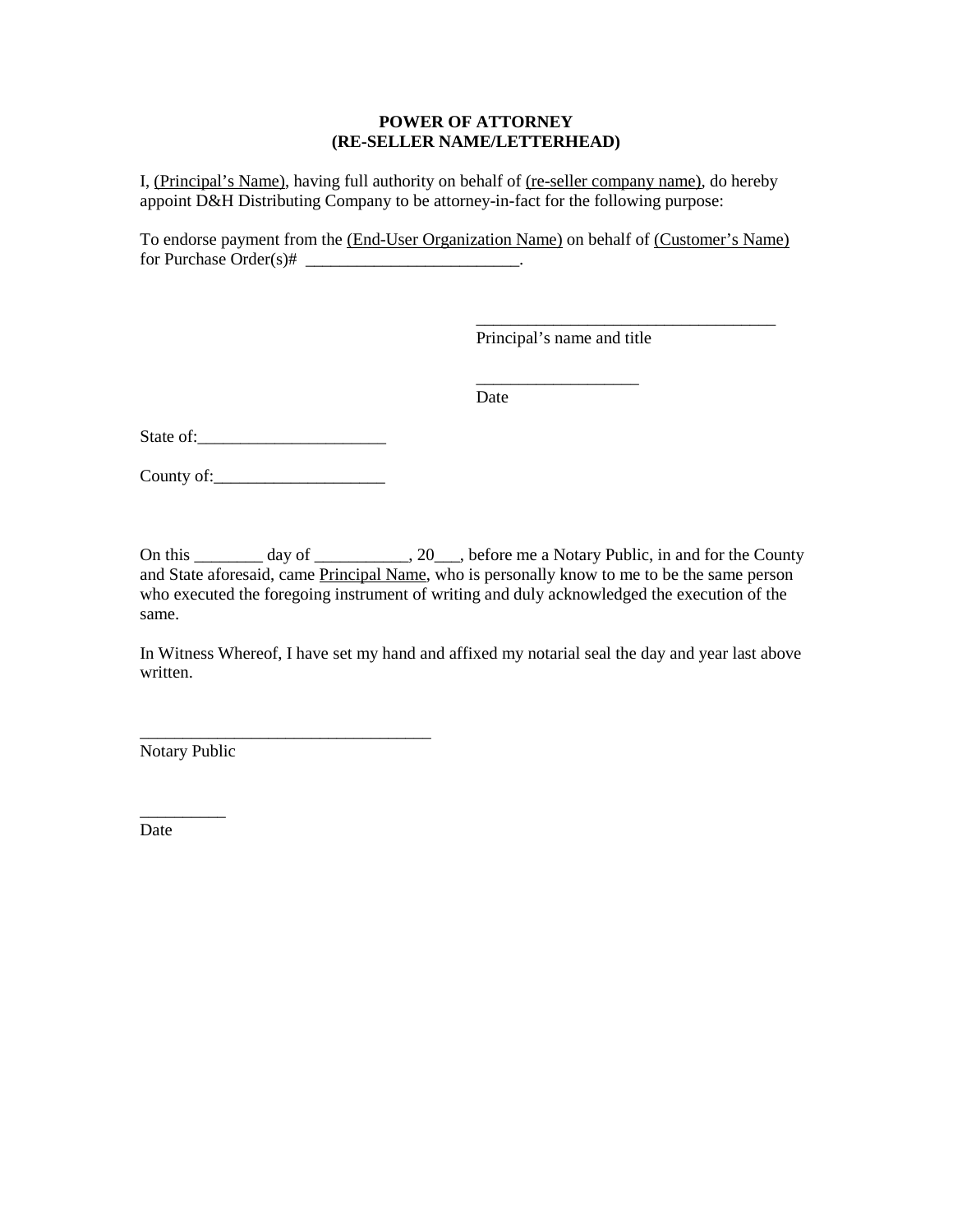**POWER OF ATTORNEY**
**(RE-SELLER NAME/LETTERHEAD)**

I, <u>(Principal's Name)</u>, having full authority on behalf of <u>(re-seller company name)</u>, do hereby appoint D&H Distributing Company to be attorney-in-fact for the following purpose:

To endorse payment from the <u>(End-User Organization Name)</u> on behalf of <u>(Customer's Name)</u> for Purchase Order(s)# _________________________.

___________________________________
Principal's name and title

___________________
Date

State of:_____________________

County of:___________________

On this ________ day of ___________, 20___, before me a Notary Public, in and for the County and State aforesaid, came <u>Principal Name</u>, who is personally know to me to be the same person who executed the foregoing instrument of writing and duly acknowledged the execution of the same.

In Witness Whereof, I have set my hand and affixed my notarial seal the day and year last above written.

__________________________________
Notary Public

__________
Date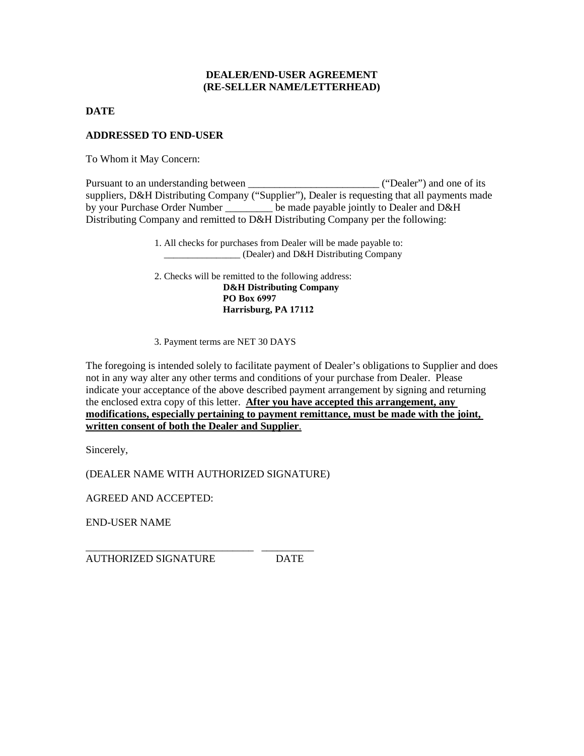**DEALER/END-USER AGREEMENT**
**(RE-SELLER NAME/LETTERHEAD)**

**DATE**

**ADDRESSED TO END-USER**

To Whom it May Concern:

Pursuant to an understanding between _________________________ (“Dealer”) and one of its suppliers, D&H Distributing Company (“Supplier”), Dealer is requesting that all payments made by your Purchase Order Number _________ be made payable jointly to Dealer and D&H Distributing Company and remitted to D&H Distributing Company per the following:

1. All checks for purchases from Dealer will be made payable to:
   ________________ (Dealer) and D&H Distributing Company

2. Checks will be remitted to the following address:
   **D&H Distributing Company**
   **PO Box 6997**
   **Harrisburg, PA 17112**

3. Payment terms are NET 30 DAYS

The foregoing is intended solely to facilitate payment of Dealer’s obligations to Supplier and does not in any way alter any other terms and conditions of your purchase from Dealer. Please indicate your acceptance of the above described payment arrangement by signing and returning the enclosed extra copy of this letter. **<u>After you have accepted this arrangement, any modifications, especially pertaining to payment remittance, must be made with the joint, written consent of both the Dealer and Supplier</u>**.

Sincerely,

(DEALER NAME WITH AUTHORIZED SIGNATURE)

AGREED AND ACCEPTED:

END-USER NAME

________________________________ __________
AUTHORIZED SIGNATURE DATE